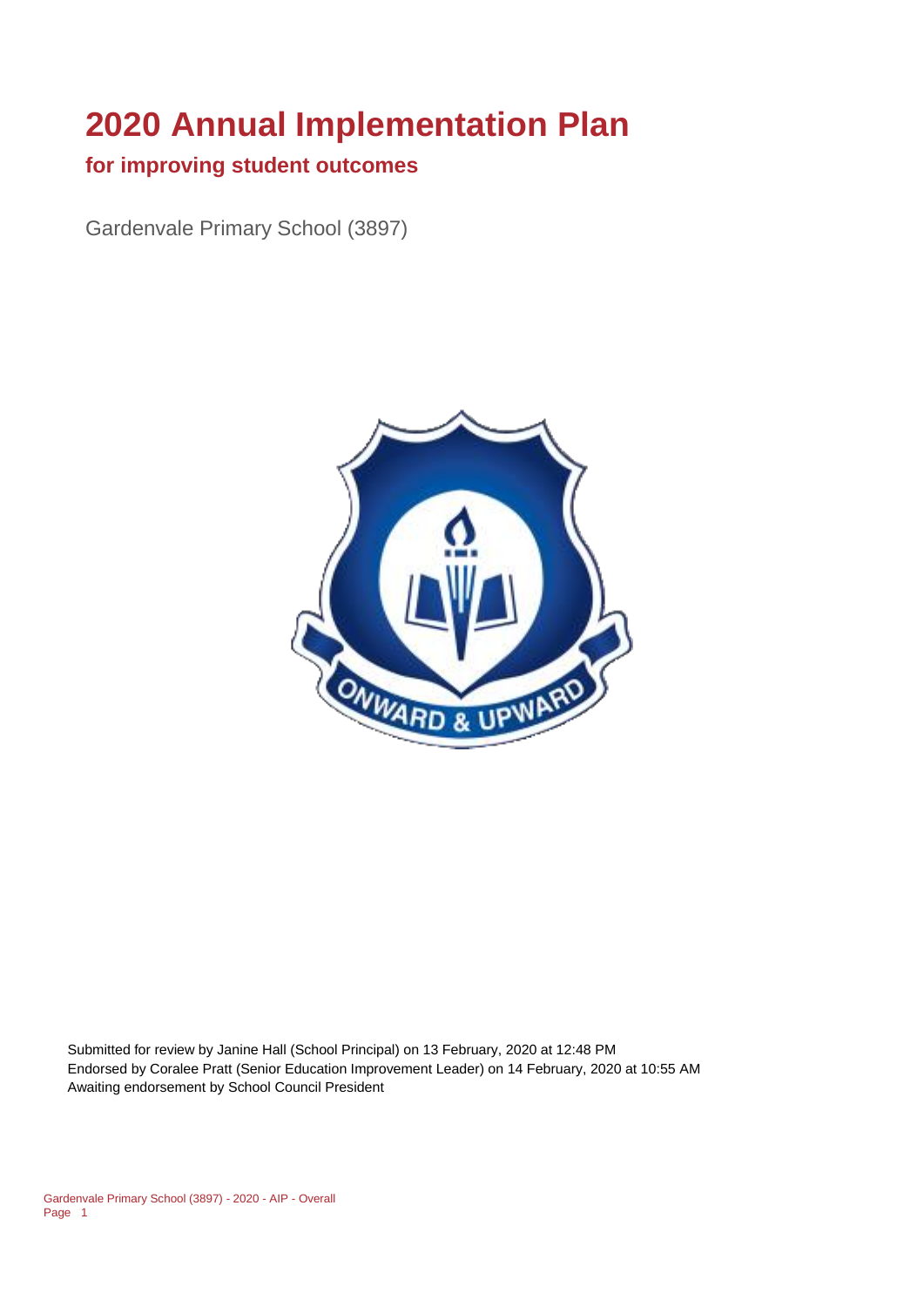# 2020 Annual Implementation Plan

## for improving student outcomes

Gardenvale Primary School (3897)

Submitted for review by Janine Hall (School Principal) on 13 February, 2020 at 12:48 PM
Endorsed by Coralee Pratt (Senior Education Improvement Leader) on 14 February, 2020 at 10:55 AM
Awaiting endorsement by School Council President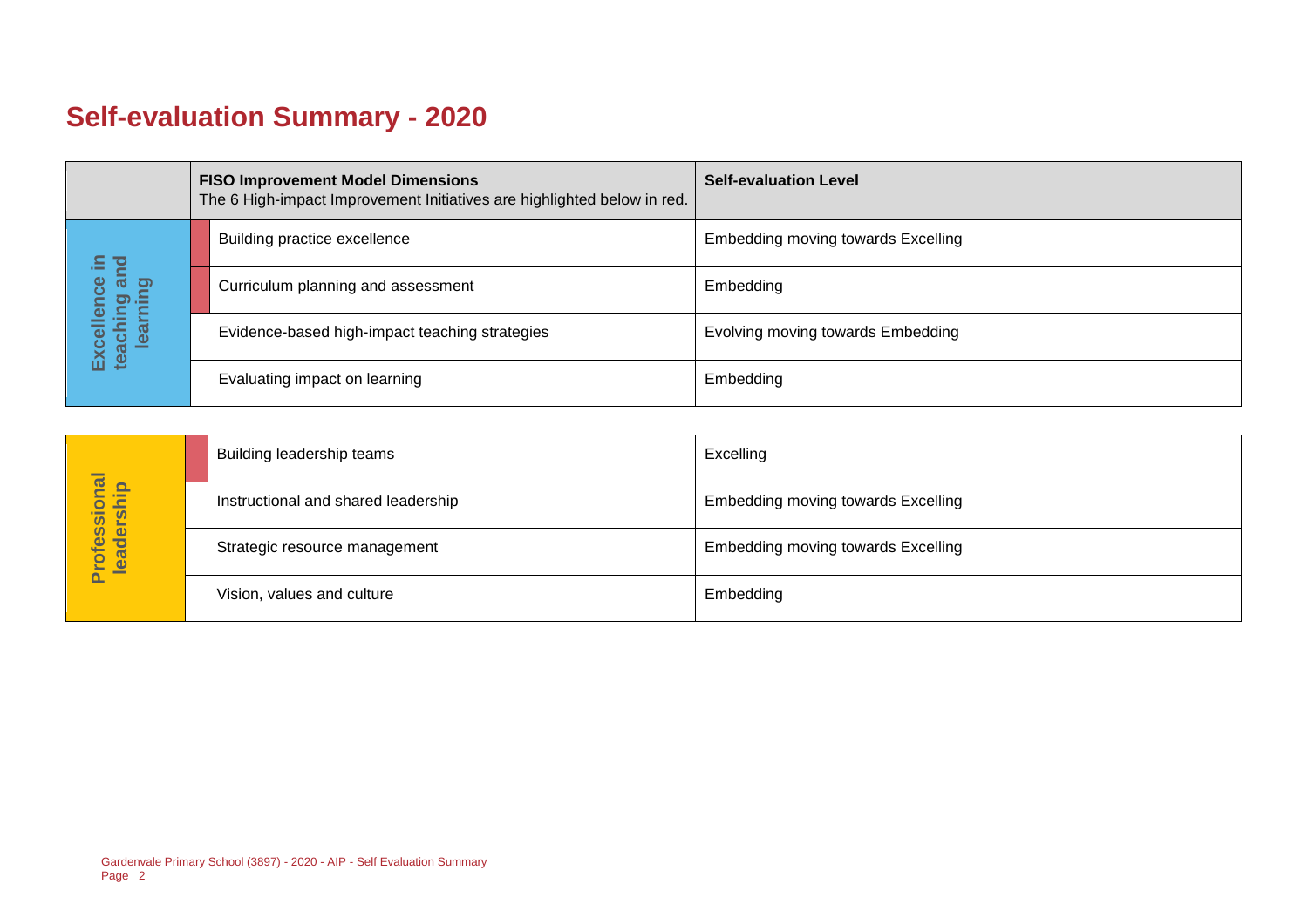# Self-evaluation Summary - 2020

| | FISO Improvement Model Dimensions<br>The 6 High-impact Improvement Initiatives are highlighted below in red. | Self-evaluation Level |
|---|---|---|
| Excellence in teaching and learning | Building practice excellence | Embedding moving towards Excelling |
| | Curriculum planning and assessment | Embedding |
| | Evidence-based high-impact teaching strategies | Evolving moving towards Embedding |
| | Evaluating impact on learning | Embedding |

| | | |
|---|---|---|
| Professional leadership | Building leadership teams | Excelling |
| | Instructional and shared leadership | Embedding moving towards Excelling |
| | Strategic resource management | Embedding moving towards Excelling |
| | Vision, values and culture | Embedding |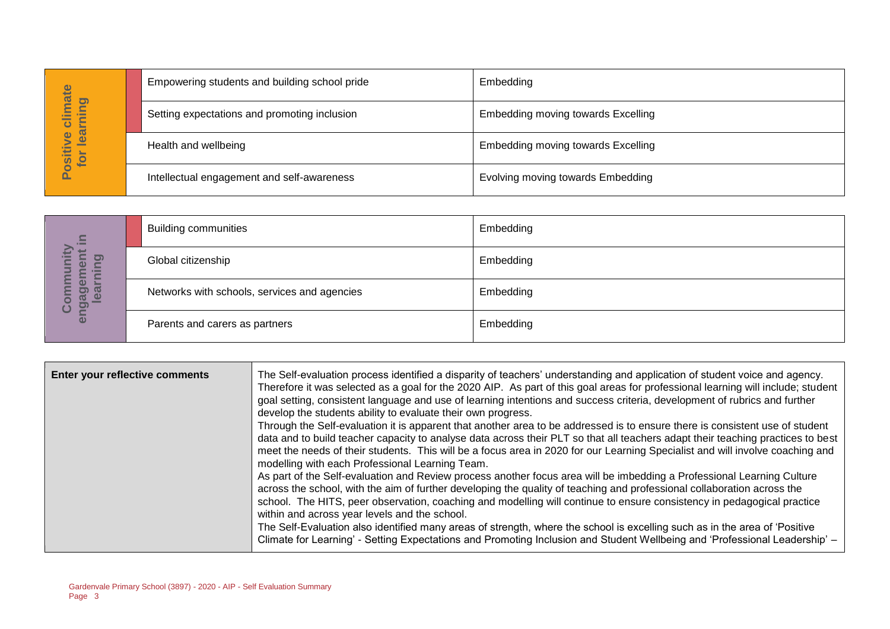| Positive climate for learning | | |
|---|---|---|
| | Empowering students and building school pride | Embedding |
| | Setting expectations and promoting inclusion | Embedding moving towards Excelling |
| | Health and wellbeing | Embedding moving towards Excelling |
| | Intellectual engagement and self-awareness | Evolving moving towards Embedding |

| Community engagement in learning | | |
|---|---|---|
| | Building communities | Embedding |
| | Global citizenship | Embedding |
| | Networks with schools, services and agencies | Embedding |
| | Parents and carers as partners | Embedding |

| **Enter your reflective comments** | The Self-evaluation process identified a disparity of teachers' understanding and application of student voice and agency. Therefore it was selected as a goal for the 2020 AIP. As part of this goal areas for professional learning will include; student goal setting, consistent language and use of learning intentions and success criteria, development of rubrics and further develop the students ability to evaluate their own progress.<br>Through the Self-evaluation it is apparent that another area to be addressed is to ensure there is consistent use of student data and to build teacher capacity to analyse data across their PLT so that all teachers adapt their teaching practices to best meet the needs of their students. This will be a focus area in 2020 for our Learning Specialist and will involve coaching and modelling with each Professional Learning Team.<br>As part of the Self-evaluation and Review process another focus area will be imbedding a Professional Learning Culture across the school, with the aim of further developing the quality of teaching and professional collaboration across the school. The HITS, peer observation, coaching and modelling will continue to ensure consistency in pedagogical practice within and across year levels and the school.<br>The Self-Evaluation also identified many areas of strength, where the school is excelling such as in the area of 'Positive Climate for Learning' - Setting Expectations and Promoting Inclusion and Student Wellbeing and 'Professional Leadership' – |
|---|---|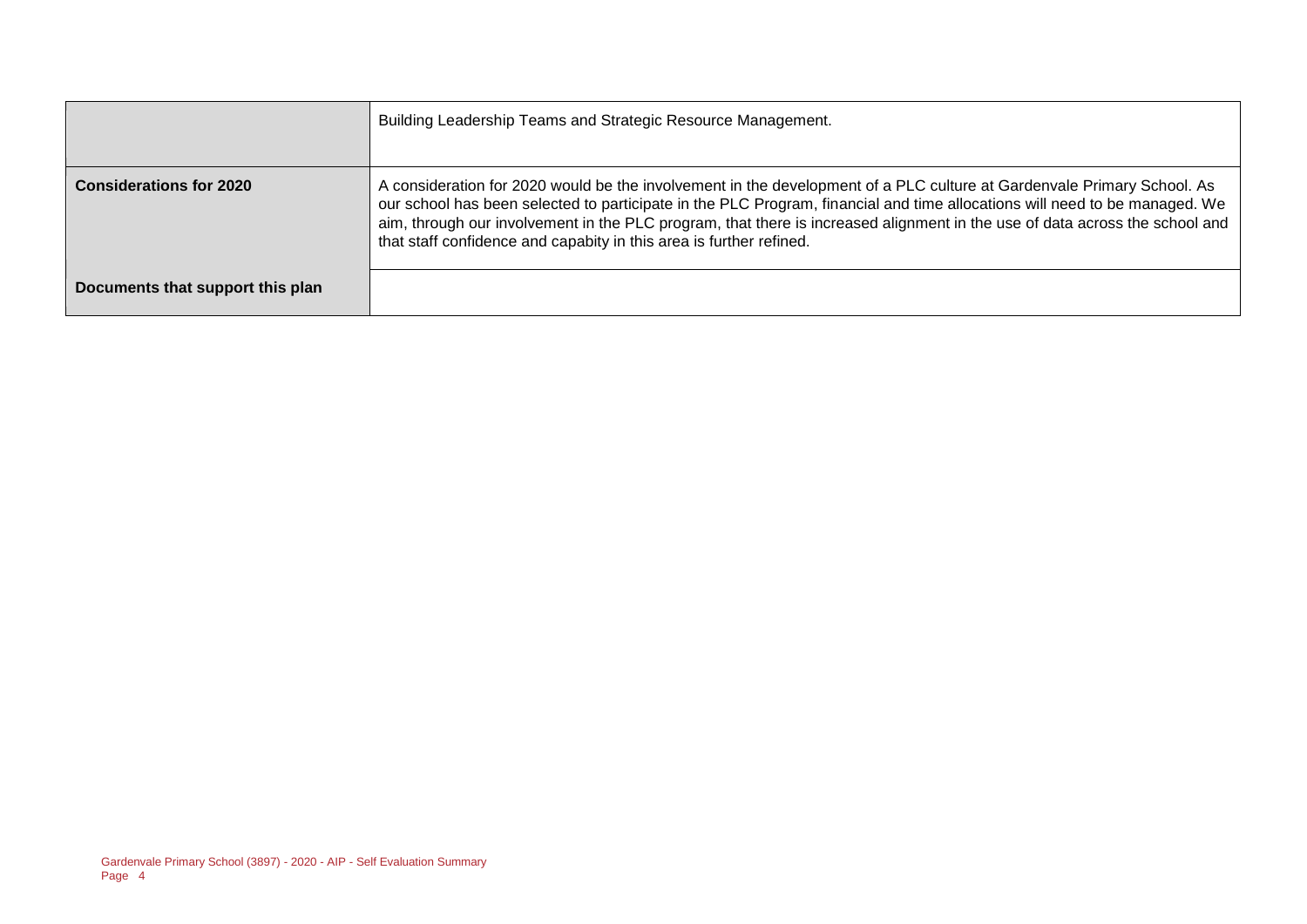| | |
|---|---|
| | Building Leadership Teams and Strategic Resource Management. |
| **Considerations for 2020** | A consideration for 2020 would be the involvement in the development of a PLC culture at Gardenvale Primary School. As our school has been selected to participate in the PLC Program, financial and time allocations will need to be managed. We aim, through our involvement in the PLC program, that there is increased alignment in the use of data across the school and that staff confidence and capabity in this area is further refined. |
| **Documents that support this plan** | |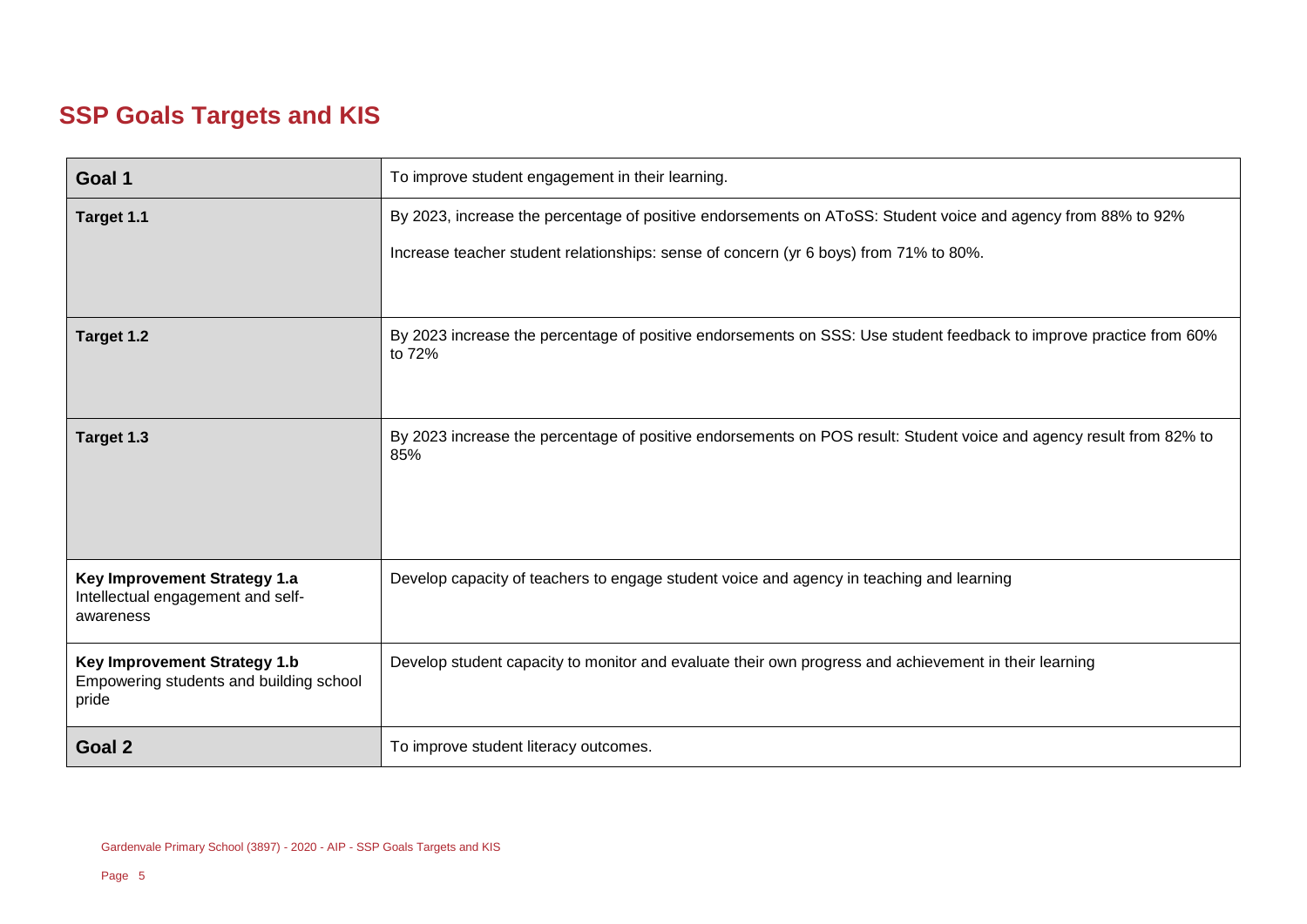## SSP Goals Targets and KIS

| **Goal 1** | To improve student engagement in their learning. |
|---|---|
| **Target 1.1** | By 2023, increase the percentage of positive endorsements on AToSS: Student voice and agency from 88% to 92%<br><br>Increase teacher student relationships: sense of concern (yr 6 boys) from 71% to 80%. |
| **Target 1.2** | By 2023 increase the percentage of positive endorsements on SSS: Use student feedback to improve practice from 60% to 72% |
| **Target 1.3** | By 2023 increase the percentage of positive endorsements on POS result: Student voice and agency result from 82% to 85% |
| **Key Improvement Strategy 1.a**<br>Intellectual engagement and self-awareness | Develop capacity of teachers to engage student voice and agency in teaching and learning |
| **Key Improvement Strategy 1.b**<br>Empowering students and building school pride | Develop student capacity to monitor and evaluate their own progress and achievement in their learning |
| **Goal 2** | To improve student literacy outcomes. |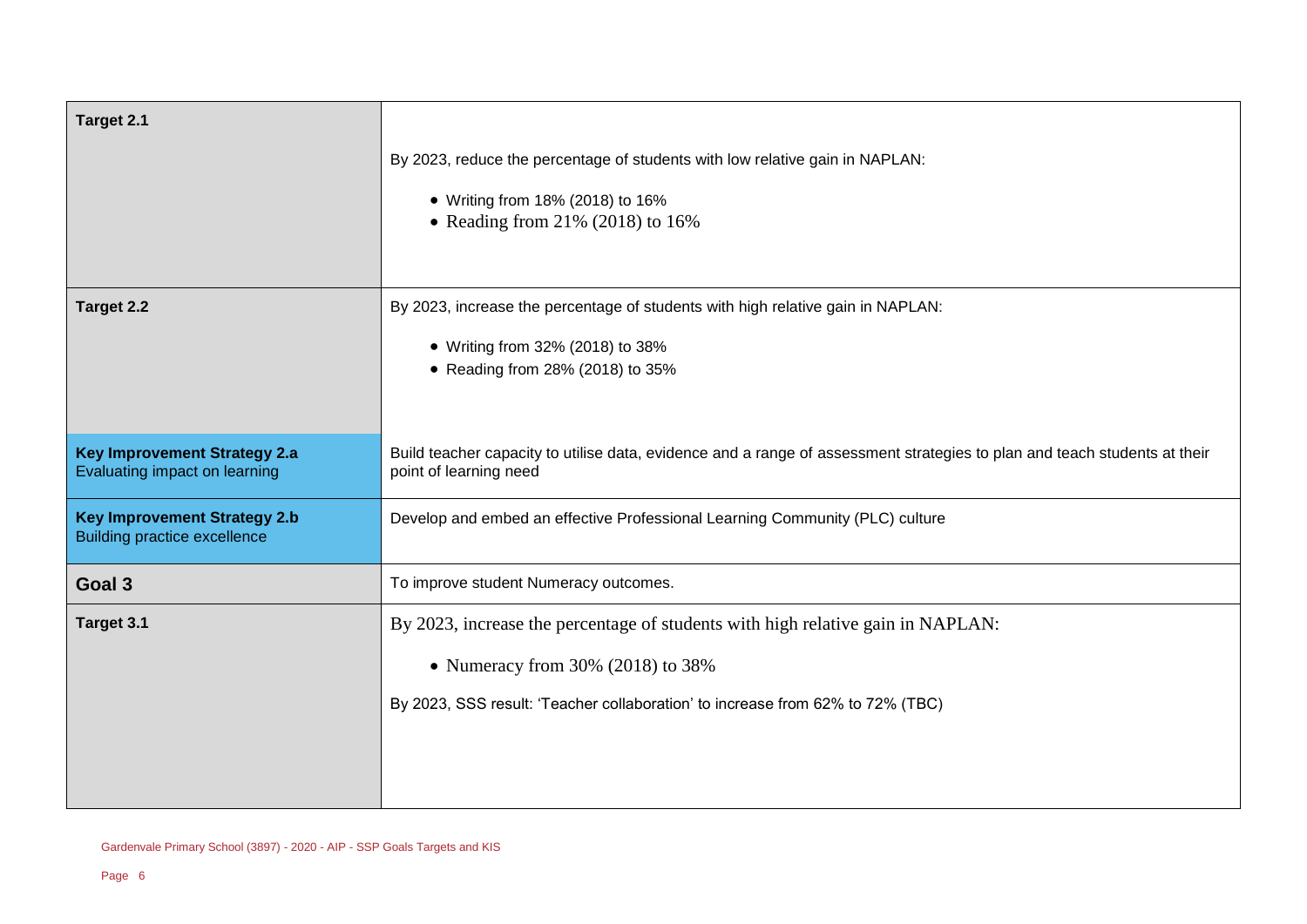| | |
|---|---|
| **Target 2.1** | By 2023, reduce the percentage of students with low relative gain in NAPLAN:<br><br>• Writing from 18% (2018) to 16%<br>• Reading from 21% (2018) to 16% |
| **Target 2.2** | By 2023, increase the percentage of students with high relative gain in NAPLAN:<br><br>• Writing from 32% (2018) to 38%<br>• Reading from 28% (2018) to 35% |
| **Key Improvement Strategy 2.a**<br>Evaluating impact on learning | Build teacher capacity to utilise data, evidence and a range of assessment strategies to plan and teach students at their point of learning need |
| **Key Improvement Strategy 2.b**<br>Building practice excellence | Develop and embed an effective Professional Learning Community (PLC) culture |
| **Goal 3** | To improve student Numeracy outcomes. |
| **Target 3.1** | By 2023, increase the percentage of students with high relative gain in NAPLAN:<br><br>• Numeracy from 30% (2018) to 38%<br><br>By 2023, SSS result: 'Teacher collaboration' to increase from 62% to 72% (TBC) |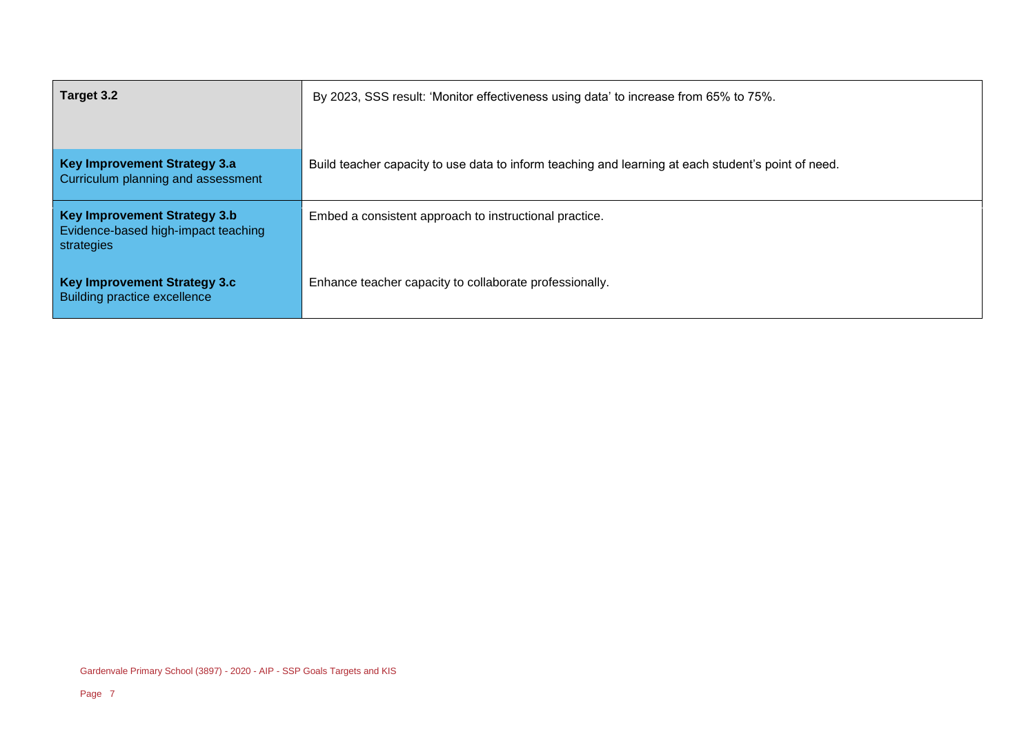| | |
|---|---|
| **Target 3.2** | By 2023, SSS result: 'Monitor effectiveness using data' to increase from 65% to 75%. |
| **Key Improvement Strategy 3.a**<br>Curriculum planning and assessment | Build teacher capacity to use data to inform teaching and learning at each student's point of need. |
| **Key Improvement Strategy 3.b**<br>Evidence-based high-impact teaching strategies | Embed a consistent approach to instructional practice. |
| **Key Improvement Strategy 3.c**<br>Building practice excellence | Enhance teacher capacity to collaborate professionally. |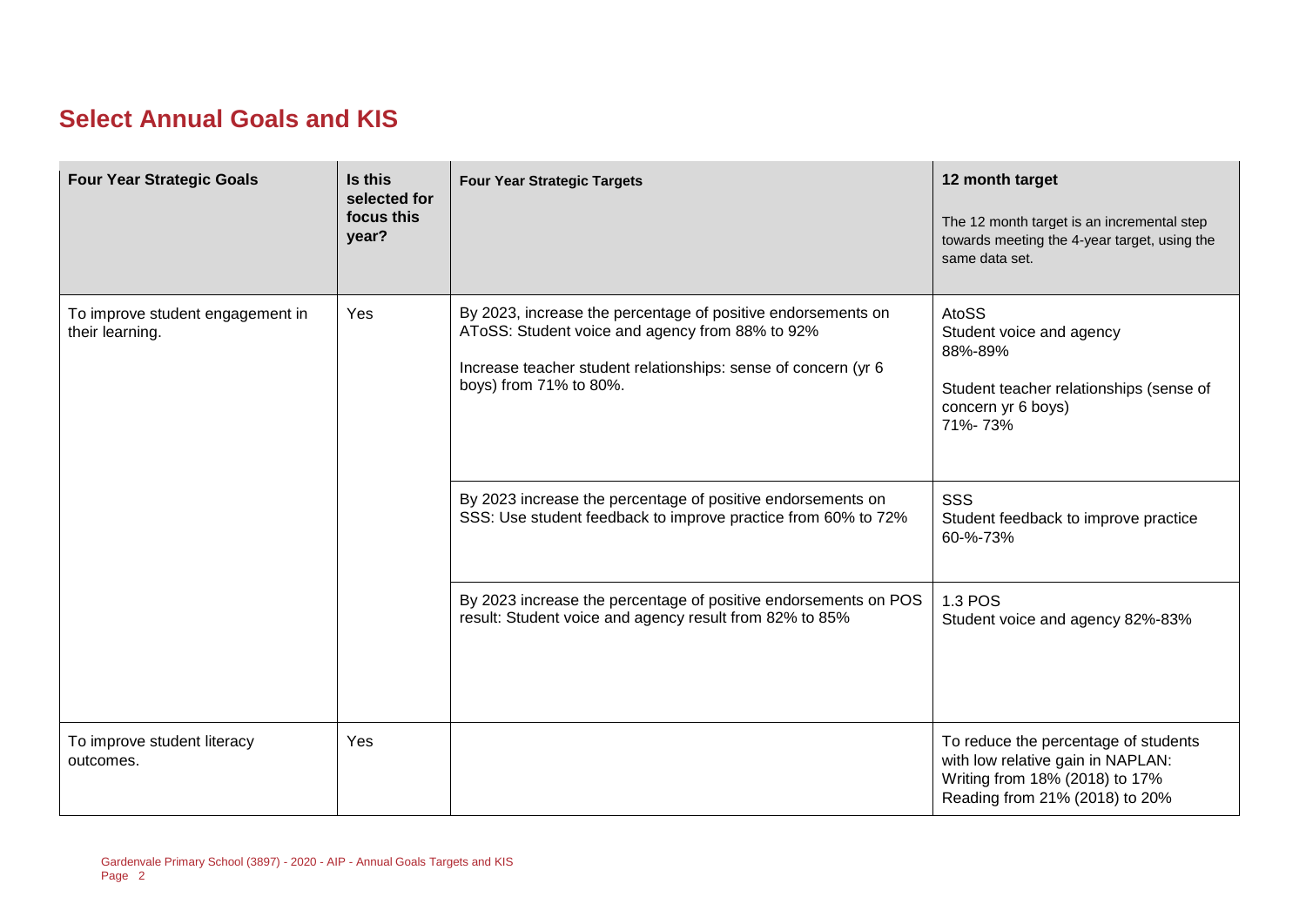## Select Annual Goals and KIS

| Four Year Strategic Goals | Is this selected for focus this year? | Four Year Strategic Targets | 12 month target<br>The 12 month target is an incremental step towards meeting the 4-year target, using the same data set. |
|---|---|---|---|
| To improve student engagement in their learning. | Yes | By 2023, increase the percentage of positive endorsements on AToSS: Student voice and agency from 88% to 92%<br><br>Increase teacher student relationships: sense of concern (yr 6 boys) from 71% to 80%. | AtoSS<br>Student voice and agency<br>88%-89%<br><br>Student teacher relationships (sense of concern yr 6 boys)<br>71%- 73% |
| | | By 2023 increase the percentage of positive endorsements on SSS: Use student feedback to improve practice from 60% to 72% | SSS<br>Student feedback to improve practice<br>60-%-73% |
| | | By 2023 increase the percentage of positive endorsements on POS result: Student voice and agency result from 82% to 85% | 1.3 POS<br>Student voice and agency 82%-83% |
| To improve student literacy outcomes. | Yes | | To reduce the percentage of students with low relative gain in NAPLAN:<br>Writing from 18% (2018) to 17%<br>Reading from 21% (2018) to 20% |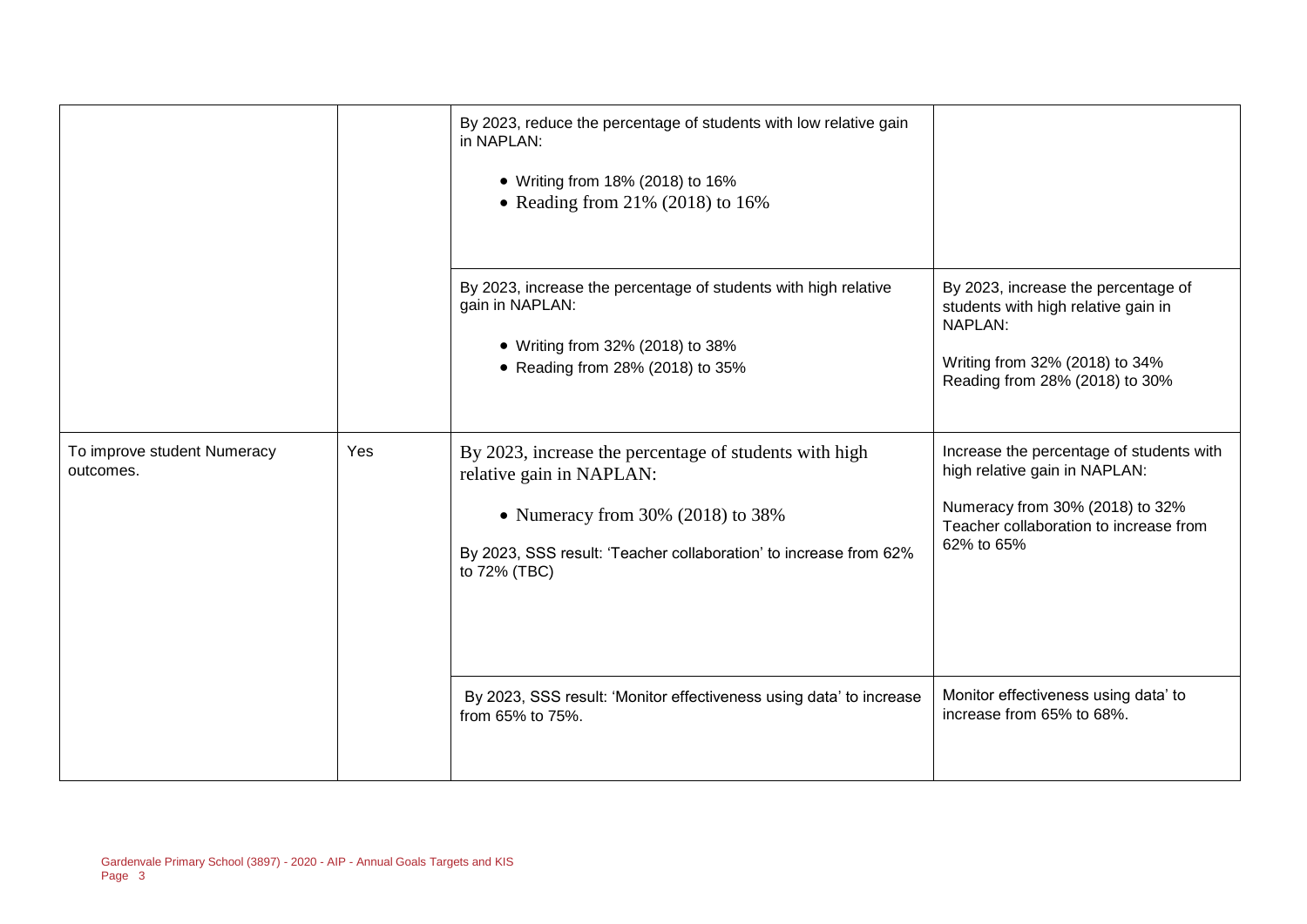| | | | |
|---|---|---|---|
| | | By 2023, reduce the percentage of students with low relative gain in NAPLAN:<br><br>• Writing from 18% (2018) to 16%<br>• Reading from 21% (2018) to 16% | |
| | | By 2023, increase the percentage of students with high relative gain in NAPLAN:<br><br>• Writing from 32% (2018) to 38%<br>• Reading from 28% (2018) to 35% | By 2023, increase the percentage of students with high relative gain in NAPLAN:<br><br>Writing from 32% (2018) to 34%<br>Reading from 28% (2018) to 30% |
| To improve student Numeracy outcomes. | Yes | By 2023, increase the percentage of students with high relative gain in NAPLAN:<br><br>• Numeracy from 30% (2018) to 38%<br><br>By 2023, SSS result: 'Teacher collaboration' to increase from 62% to 72% (TBC) | Increase the percentage of students with high relative gain in NAPLAN:<br><br>Numeracy from 30% (2018) to 32%<br>Teacher collaboration to increase from 62% to 65% |
| | | By 2023, SSS result: 'Monitor effectiveness using data' to increase from 65% to 75%. | Monitor effectiveness using data' to increase from 65% to 68%. |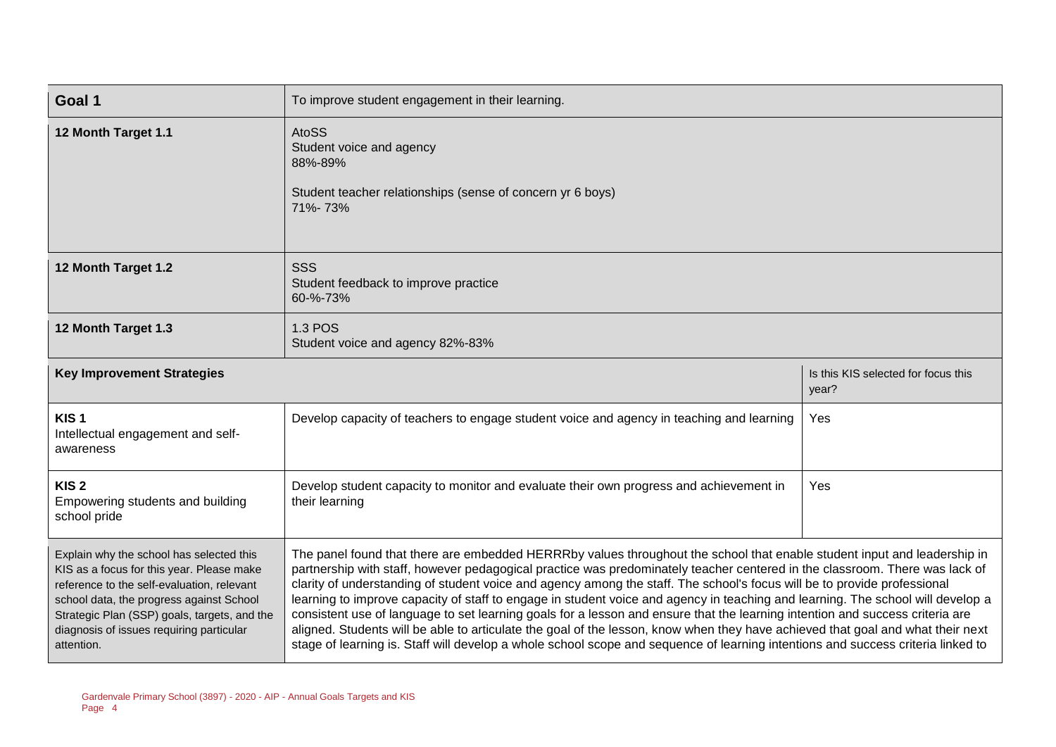| Goal 1 | To improve student engagement in their learning. | |
|---|---|---|
| **12 Month Target 1.1** | AtoSS<br>Student voice and agency<br>88%-89%<br><br>Student teacher relationships (sense of concern yr 6 boys)<br>71%- 73% | |
| **12 Month Target 1.2** | SSS<br>Student feedback to improve practice<br>60-%-73% | |
| **12 Month Target 1.3** | 1.3 POS<br>Student voice and agency 82%-83% | |
| **Key Improvement Strategies** | | Is this KIS selected for focus this year? |
| **KIS 1**<br>Intellectual engagement and self-awareness | Develop capacity of teachers to engage student voice and agency in teaching and learning | Yes |
| **KIS 2**<br>Empowering students and building school pride | Develop student capacity to monitor and evaluate their own progress and achievement in their learning | Yes |
| Explain why the school has selected this KIS as a focus for this year. Please make reference to the self-evaluation, relevant school data, the progress against School Strategic Plan (SSP) goals, targets, and the diagnosis of issues requiring particular attention. | The panel found that there are embedded HERRRby values throughout the school that enable student input and leadership in partnership with staff, however pedagogical practice was predominately teacher centered in the classroom. There was lack of clarity of understanding of student voice and agency among the staff. The school's focus will be to provide professional learning to improve capacity of staff to engage in student voice and agency in teaching and learning. The school will develop a consistent use of language to set learning goals for a lesson and ensure that the learning intention and success criteria are aligned. Students will be able to articulate the goal of the lesson, know when they have achieved that goal and what their next stage of learning is. Staff will develop a whole school scope and sequence of learning intentions and success criteria linked to | |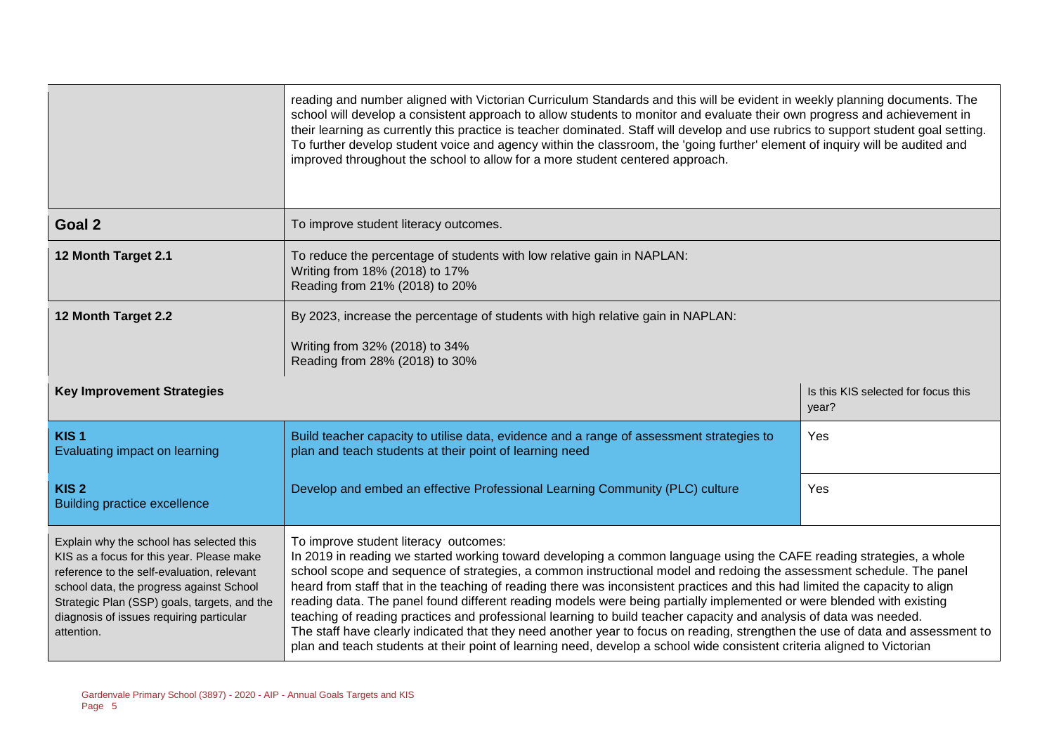| | | |
|---|---|---|
| | reading and number aligned with Victorian Curriculum Standards and this will be evident in weekly planning documents. The school will develop a consistent approach to allow students to monitor and evaluate their own progress and achievement in their learning as currently this practice is teacher dominated. Staff will develop and use rubrics to support student goal setting. To further develop student voice and agency within the classroom, the 'going further' element of inquiry will be audited and improved throughout the school to allow for a more student centered approach. | |
| **Goal 2** | To improve student literacy outcomes. | |
| **12 Month Target 2.1** | To reduce the percentage of students with low relative gain in NAPLAN:<br>Writing from 18% (2018) to 17%<br>Reading from 21% (2018) to 20% | |
| **12 Month Target 2.2** | By 2023, increase the percentage of students with high relative gain in NAPLAN:<br><br>Writing from 32% (2018) to 34%<br>Reading from 28% (2018) to 30% | |
| **Key Improvement Strategies** | | Is this KIS selected for focus this year? |
| **KIS 1**<br>Evaluating impact on learning | Build teacher capacity to utilise data, evidence and a range of assessment strategies to plan and teach students at their point of learning need | Yes |
| **KIS 2**<br>Building practice excellence | Develop and embed an effective Professional Learning Community (PLC) culture | Yes |
| Explain why the school has selected this KIS as a focus for this year. Please make reference to the self-evaluation, relevant school data, the progress against School Strategic Plan (SSP) goals, targets, and the diagnosis of issues requiring particular attention. | To improve student literacy outcomes:<br>In 2019 in reading we started working toward developing a common language using the CAFE reading strategies, a whole school scope and sequence of strategies, a common instructional model and redoing the assessment schedule. The panel heard from staff that in the teaching of reading there was inconsistent practices and this had limited the capacity to align reading data. The panel found different reading models were being partially implemented or were blended with existing teaching of reading practices and professional learning to build teacher capacity and analysis of data was needed.<br>The staff have clearly indicated that they need another year to focus on reading, strengthen the use of data and assessment to plan and teach students at their point of learning need, develop a school wide consistent criteria aligned to Victorian | |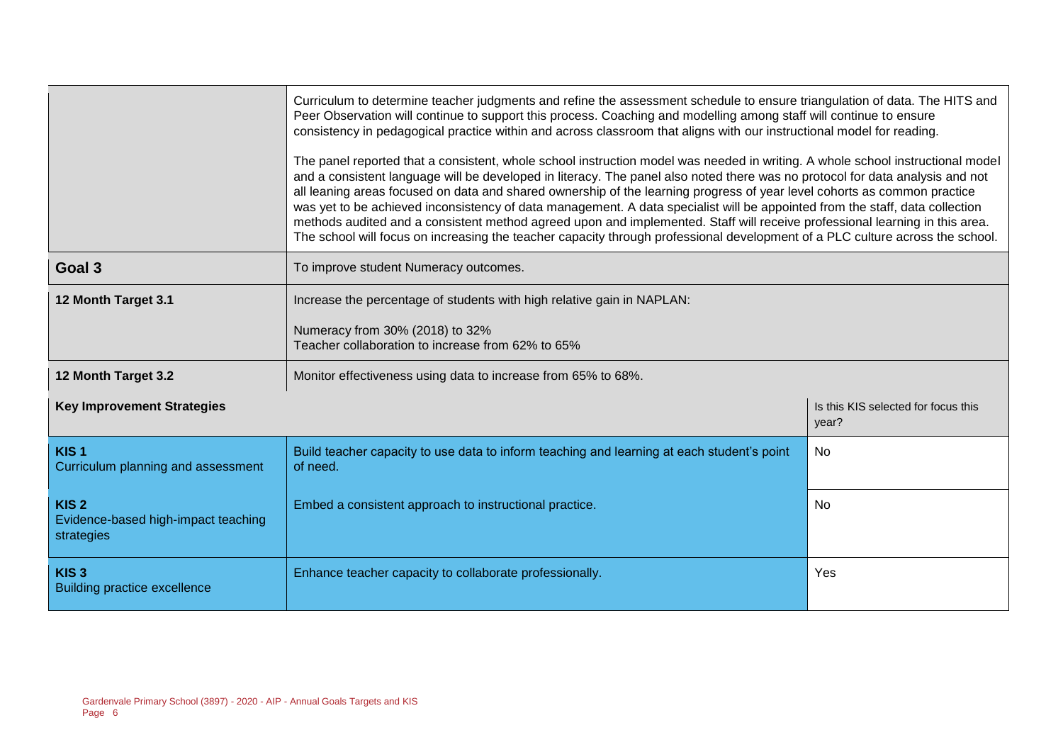| | | |
|---|---|---|
| | Curriculum to determine teacher judgments and refine the assessment schedule to ensure triangulation of data. The HITS and Peer Observation will continue to support this process. Coaching and modelling among staff will continue to ensure consistency in pedagogical practice within and across classroom that aligns with our instructional model for reading.<br><br>The panel reported that a consistent, whole school instruction model was needed in writing. A whole school instructional model and a consistent language will be developed in literacy. The panel also noted there was no protocol for data analysis and not all leaning areas focused on data and shared ownership of the learning progress of year level cohorts as common practice was yet to be achieved inconsistency of data management. A data specialist will be appointed from the staff, data collection methods audited and a consistent method agreed upon and implemented. Staff will receive professional learning in this area. The school will focus on increasing the teacher capacity through professional development of a PLC culture across the school. | |
| **Goal 3** | To improve student Numeracy outcomes. | |
| **12 Month Target 3.1** | Increase the percentage of students with high relative gain in NAPLAN:<br><br>Numeracy from 30% (2018) to 32%<br>Teacher collaboration to increase from 62% to 65% | |
| **12 Month Target 3.2** | Monitor effectiveness using data to increase from 65% to 68%. | |
| **Key Improvement Strategies** | | Is this KIS selected for focus this year? |
| **KIS 1**<br>Curriculum planning and assessment | Build teacher capacity to use data to inform teaching and learning at each student's point of need. | No |
| **KIS 2**<br>Evidence-based high-impact teaching strategies | Embed a consistent approach to instructional practice. | No |
| **KIS 3**<br>Building practice excellence | Enhance teacher capacity to collaborate professionally. | Yes |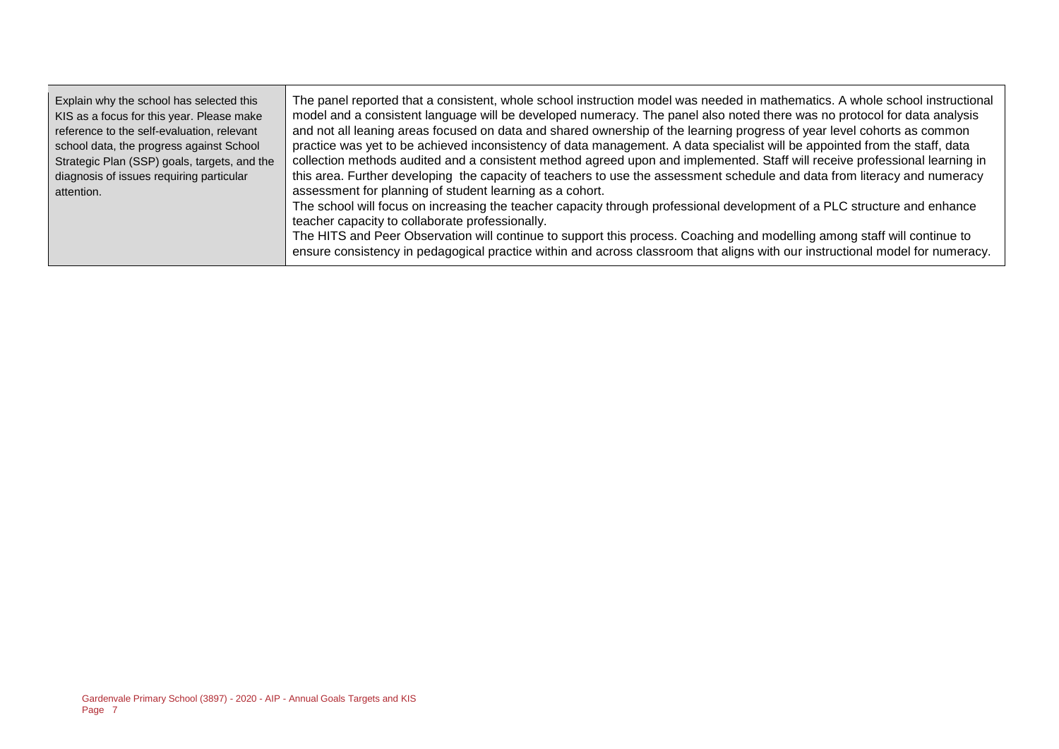| Explain why the school has selected this KIS as a focus for this year. Please make reference to the self-evaluation, relevant school data, the progress against School Strategic Plan (SSP) goals, targets, and the diagnosis of issues requiring particular attention. | The panel reported that a consistent, whole school instruction model was needed in mathematics. A whole school instructional model and a consistent language will be developed numeracy. The panel also noted there was no protocol for data analysis and not all leaning areas focused on data and shared ownership of the learning progress of year level cohorts as common practice was yet to be achieved inconsistency of data management. A data specialist will be appointed from the staff, data collection methods audited and a consistent method agreed upon and implemented. Staff will receive professional learning in this area. Further developing the capacity of teachers to use the assessment schedule and data from literacy and numeracy assessment for planning of student learning as a cohort.<br>The school will focus on increasing the teacher capacity through professional development of a PLC structure and enhance teacher capacity to collaborate professionally.<br>The HITS and Peer Observation will continue to support this process. Coaching and modelling among staff will continue to ensure consistency in pedagogical practice within and across classroom that aligns with our instructional model for numeracy. |
|---|---|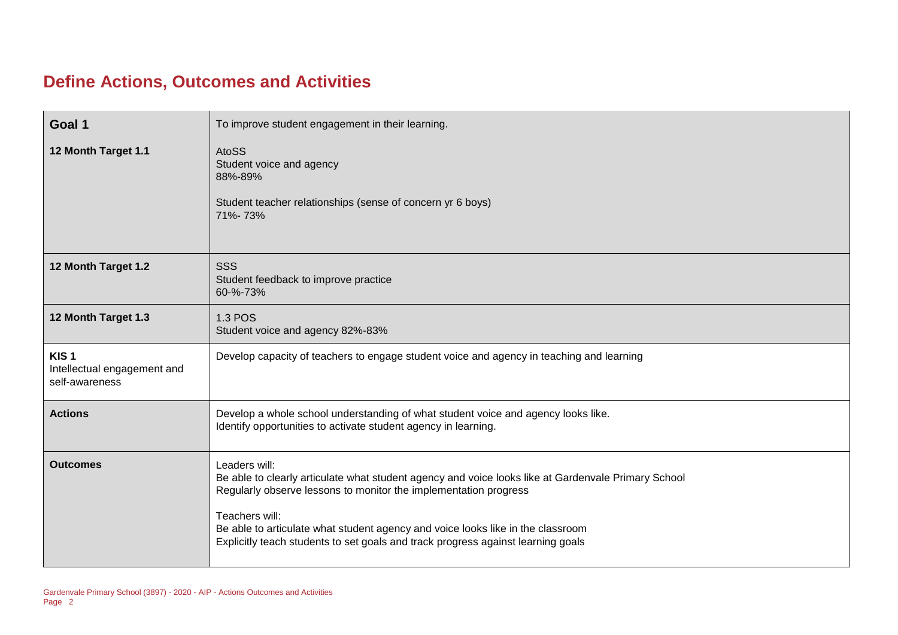## Define Actions, Outcomes and Activities

| | |
|---|---|
| **Goal 1** | To improve student engagement in their learning. |
| **12 Month Target 1.1** | AtoSS<br>Student voice and agency<br>88%-89%<br><br>Student teacher relationships (sense of concern yr 6 boys)<br>71%- 73% |
| **12 Month Target 1.2** | SSS<br>Student feedback to improve practice<br>60-%-73% |
| **12 Month Target 1.3** | 1.3 POS<br>Student voice and agency 82%-83% |
| **KIS 1**<br>Intellectual engagement and self-awareness | Develop capacity of teachers to engage student voice and agency in teaching and learning |
| **Actions** | Develop a whole school understanding of what student voice and agency looks like.<br>Identify opportunities to activate student agency in learning. |
| **Outcomes** | Leaders will:<br>Be able to clearly articulate what student agency and voice looks like at Gardenvale Primary School<br>Regularly observe lessons to monitor the implementation progress<br><br>Teachers will:<br>Be able to articulate what student agency and voice looks like in the classroom<br>Explicitly teach students to set goals and track progress against learning goals |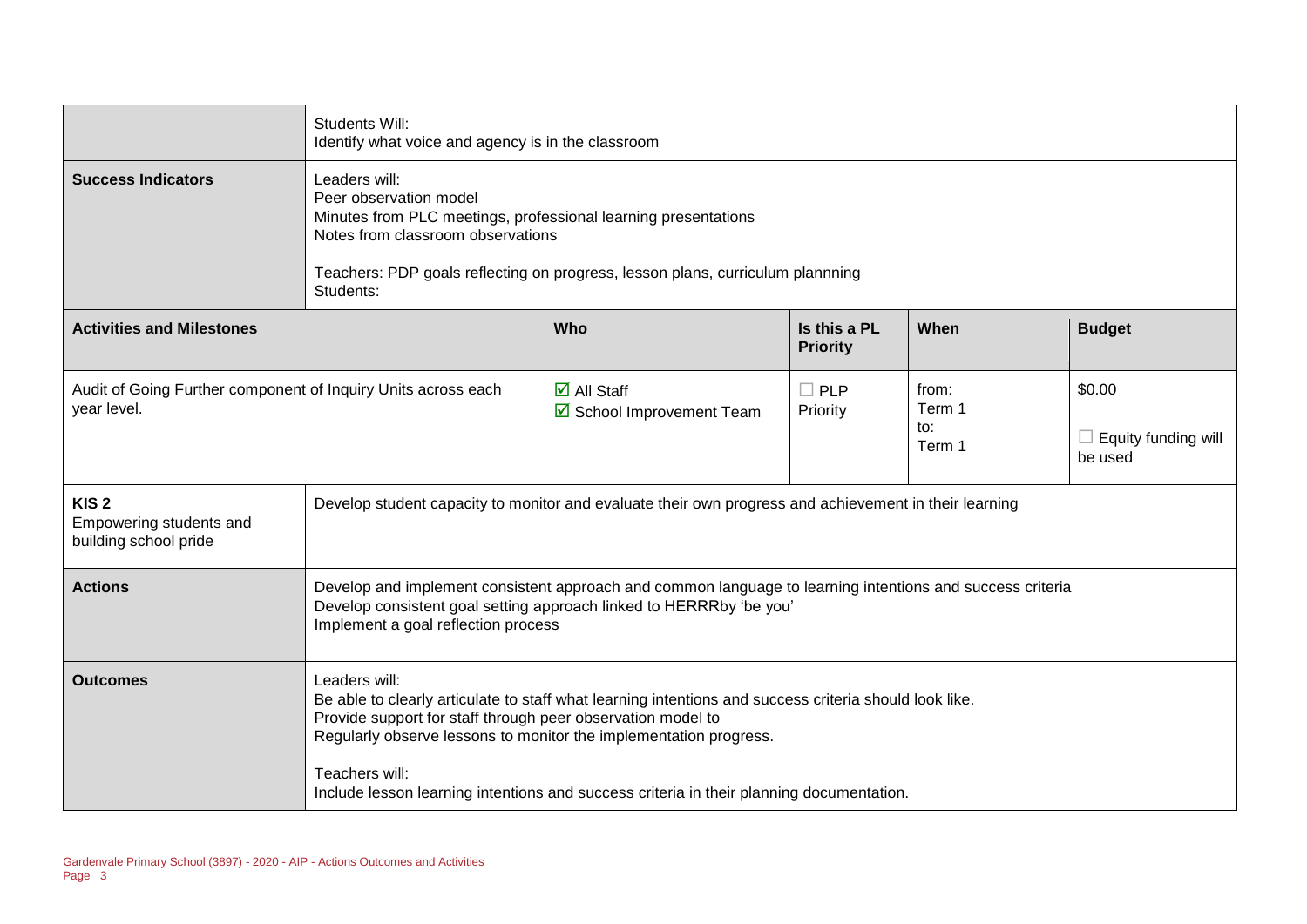| | | | | | |
|---|---|---|---|---|---|
| | Students Will:<br>Identify what voice and agency is in the classroom | | | | |
| **Success Indicators** | Leaders will:<br>Peer observation model<br>Minutes from PLC meetings, professional learning presentations<br>Notes from classroom observations<br><br>Teachers: PDP goals reflecting on progress, lesson plans, curriculum plannning<br>Students: | | | | |
| **Activities and Milestones** | | **Who** | **Is this a PL Priority** | **When** | **Budget** |
| Audit of Going Further component of Inquiry Units across each year level. | | ☑ All Staff<br>☑ School Improvement Team | ☐ PLP Priority | from:<br>Term 1<br>to:<br>Term 1 | $0.00<br><br>☐ Equity funding will be used |
| **KIS 2**<br>Empowering students and building school pride | Develop student capacity to monitor and evaluate their own progress and achievement in their learning | | | | |
| **Actions** | Develop and implement consistent approach and common language to learning intentions and success criteria<br>Develop consistent goal setting approach linked to HERRRby 'be you'<br>Implement a goal reflection process | | | | |
| **Outcomes** | Leaders will:<br>Be able to clearly articulate to staff what learning intentions and success criteria should look like.<br>Provide support for staff through peer observation model to<br>Regularly observe lessons to monitor the implementation progress.<br><br>Teachers will:<br>Include lesson learning intentions and success criteria in their planning documentation. | | | | |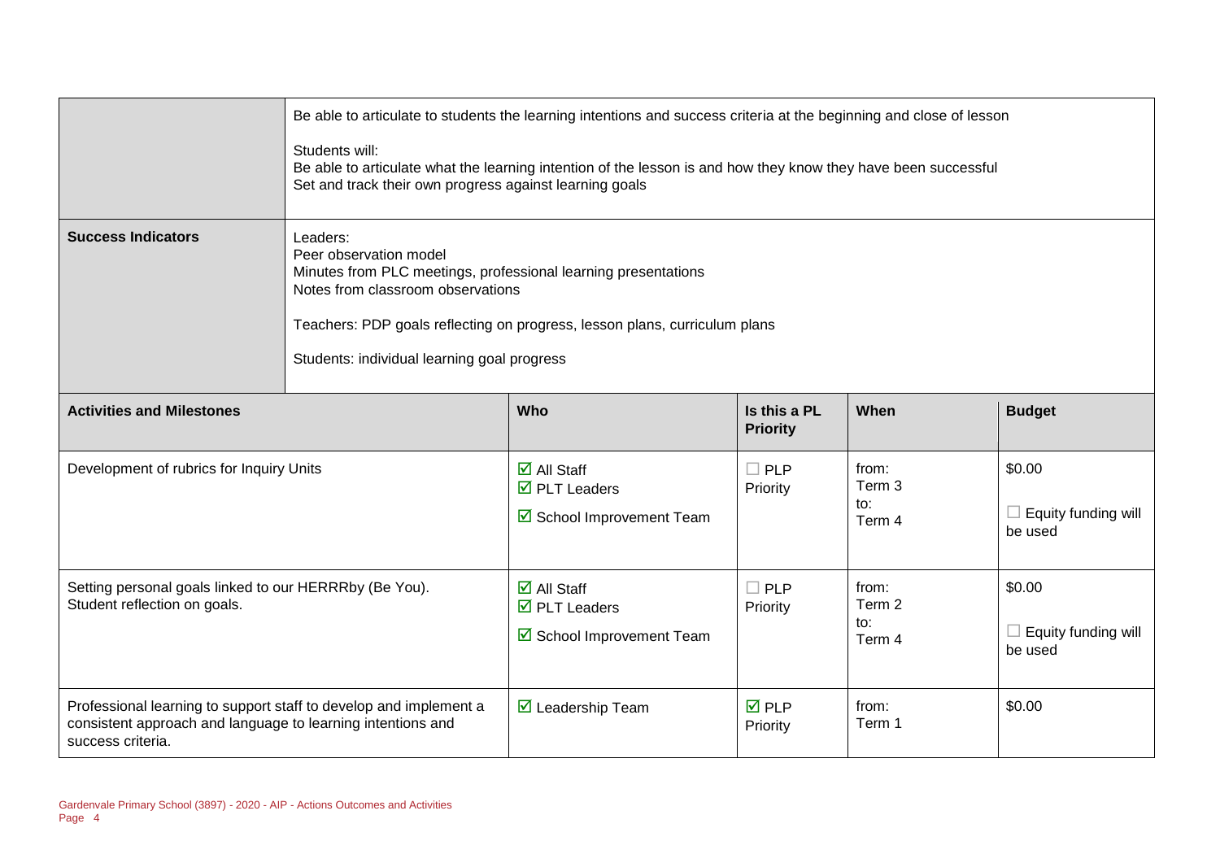| | |
|---|---|
| | Be able to articulate to students the learning intentions and success criteria at the beginning and close of lesson<br><br>Students will:<br>Be able to articulate what the learning intention of the lesson is and how they know they have been successful<br>Set and track their own progress against learning goals |
| **Success Indicators** | Leaders:<br>Peer observation model<br>Minutes from PLC meetings, professional learning presentations<br>Notes from classroom observations<br><br>Teachers: PDP goals reflecting on progress, lesson plans, curriculum plans<br><br>Students: individual learning goal progress |

| Activities and Milestones | Who | Is this a PL Priority | When | Budget |
|---|---|---|---|---|
| Development of rubrics for Inquiry Units | ☑ All Staff<br>☑ PLT Leaders<br>☑ School Improvement Team | ☐ PLP Priority | from: Term 3<br>to: Term 4 | $0.00<br>☐ Equity funding will be used |
| Setting personal goals linked to our HERRRby (Be You).<br>Student reflection on goals. | ☑ All Staff<br>☑ PLT Leaders<br>☑ School Improvement Team | ☐ PLP Priority | from: Term 2<br>to: Term 4 | $0.00<br>☐ Equity funding will be used |
| Professional learning to support staff to develop and implement a consistent approach and language to learning intentions and success criteria. | ☑ Leadership Team | ☑ PLP Priority | from: Term 1 | $0.00 |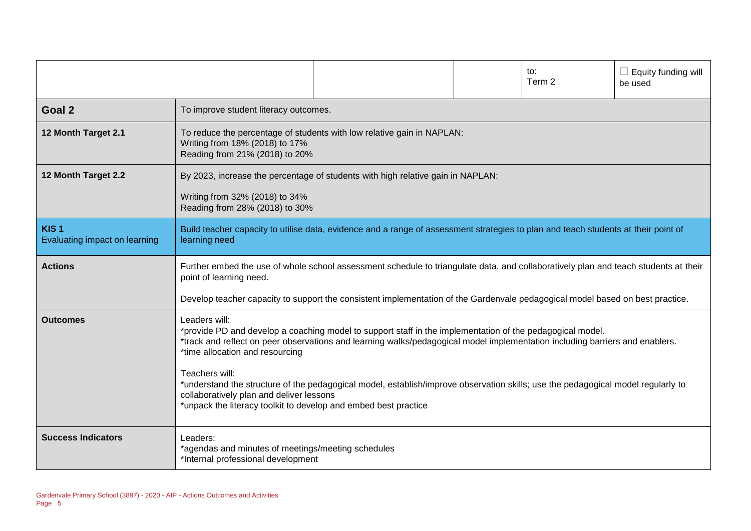| | | | to: Term 2 | ☐ Equity funding will be used |
|---|---|---|---|---|

| | |
|---|---|
| **Goal 2** | To improve student literacy outcomes. |
| **12 Month Target 2.1** | To reduce the percentage of students with low relative gain in NAPLAN:<br>Writing from 18% (2018) to 17%<br>Reading from 21% (2018) to 20% |
| **12 Month Target 2.2** | By 2023, increase the percentage of students with high relative gain in NAPLAN:<br><br>Writing from 32% (2018) to 34%<br>Reading from 28% (2018) to 30% |
| **KIS 1**<br>Evaluating impact on learning | Build teacher capacity to utilise data, evidence and a range of assessment strategies to plan and teach students at their point of learning need |
| **Actions** | Further embed the use of whole school assessment schedule to triangulate data, and collaboratively plan and teach students at their point of learning need.<br><br>Develop teacher capacity to support the consistent implementation of the Gardenvale pedagogical model based on best practice. |
| **Outcomes** | Leaders will:<br>*provide PD and develop a coaching model to support staff in the implementation of the pedagogical model.<br>*track and reflect on peer observations and learning walks/pedagogical model implementation including barriers and enablers.<br>*time allocation and resourcing<br><br>Teachers will:<br>*understand the structure of the pedagogical model, establish/improve observation skills; use the pedagogical model regularly to collaboratively plan and deliver lessons<br>*unpack the literacy toolkit to develop and embed best practice |
| **Success Indicators** | Leaders:<br>*agendas and minutes of meetings/meeting schedules<br>*Internal professional development |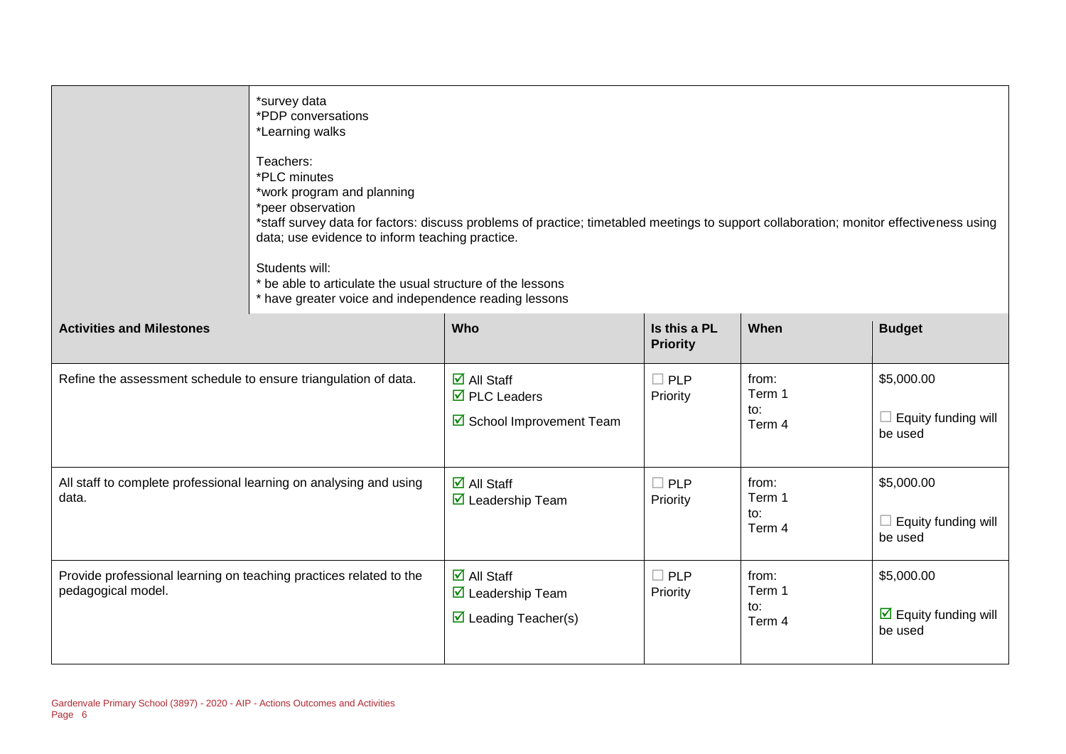| | |
|---|---|
| | *survey data<br>*PDP conversations<br>*Learning walks<br><br>Teachers:<br>*PLC minutes<br>*work program and planning<br>*peer observation<br>*staff survey data for factors: discuss problems of practice; timetabled meetings to support collaboration; monitor effectiveness using data; use evidence to inform teaching practice.<br><br>Students will:<br>* be able to articulate the usual structure of the lessons<br>* have greater voice and independence reading lessons |

| Activities and Milestones | Who | Is this a PL Priority | When | Budget |
|---|---|---|---|---|
| Refine the assessment schedule to ensure triangulation of data. | ☑ All Staff<br>☑ PLC Leaders<br>☑ School Improvement Team | ☐ PLP Priority | from: Term 1<br>to: Term 4 | $5,000.00<br>☐ Equity funding will be used |
| All staff to complete professional learning on analysing and using data. | ☑ All Staff<br>☑ Leadership Team | ☐ PLP Priority | from: Term 1<br>to: Term 4 | $5,000.00<br>☐ Equity funding will be used |
| Provide professional learning on teaching practices related to the pedagogical model. | ☑ All Staff<br>☑ Leadership Team<br>☑ Leading Teacher(s) | ☐ PLP Priority | from: Term 1<br>to: Term 4 | $5,000.00<br>☑ Equity funding will be used |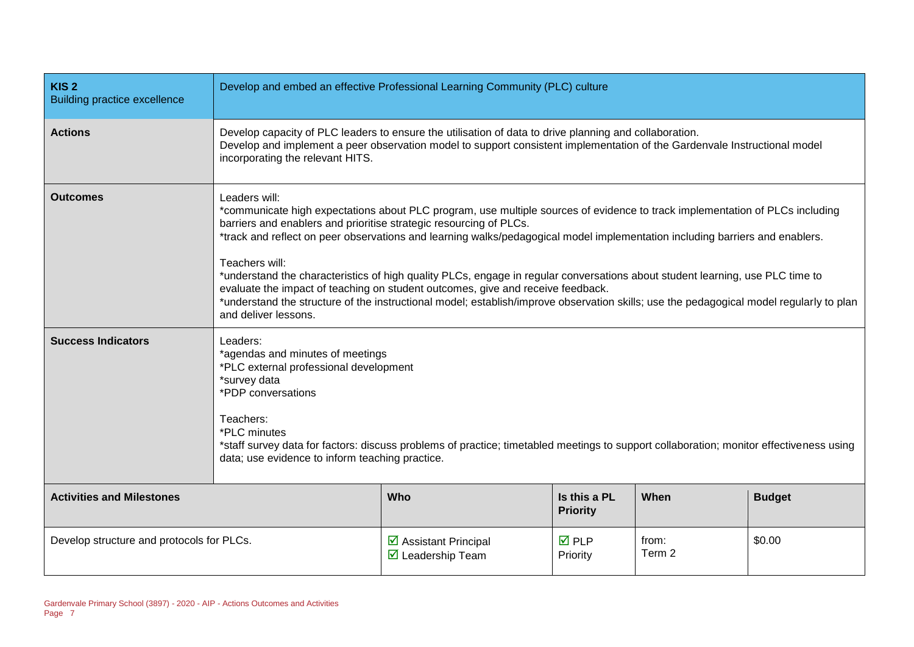| KIS 2<br>Building practice excellence | Develop and embed an effective Professional Learning Community (PLC) culture | | | |
|---|---|---|---|---|
| **Actions** | Develop capacity of PLC leaders to ensure the utilisation of data to drive planning and collaboration.<br>Develop and implement a peer observation model to support consistent implementation of the Gardenvale Instructional model incorporating the relevant HITS. | | | |
| **Outcomes** | Leaders will:<br>*communicate high expectations about PLC program, use multiple sources of evidence to track implementation of PLCs including barriers and enablers and prioritise strategic resourcing of PLCs.<br>*track and reflect on peer observations and learning walks/pedagogical model implementation including barriers and enablers.<br><br>Teachers will:<br>*understand the characteristics of high quality PLCs, engage in regular conversations about student learning, use PLC time to evaluate the impact of teaching on student outcomes, give and receive feedback.<br>*understand the structure of the instructional model; establish/improve observation skills; use the pedagogical model regularly to plan and deliver lessons. | | | |
| **Success Indicators** | Leaders:<br>*agendas and minutes of meetings<br>*PLC external professional development<br>*survey data<br>*PDP conversations<br><br>Teachers:<br>*PLC minutes<br>*staff survey data for factors: discuss problems of practice; timetabled meetings to support collaboration; monitor effectiveness using data; use evidence to inform teaching practice. | | | |
| **Activities and Milestones** | **Who** | **Is this a PL Priority** | **When** | **Budget** |
| Develop structure and protocols for PLCs. | ☑ Assistant Principal<br>☑ Leadership Team | ☑ PLP Priority | from:<br>Term 2 | $0.00 |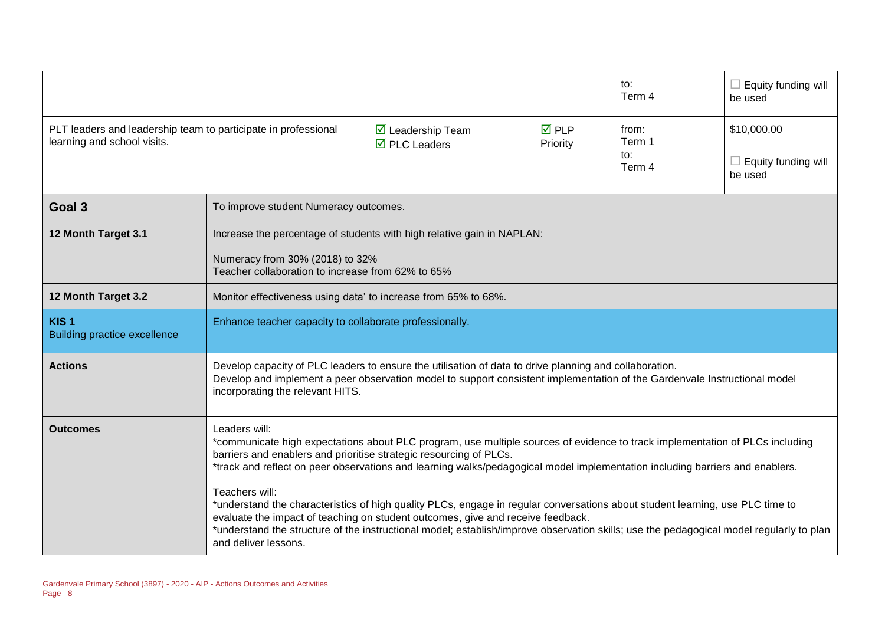|  |  |  | to:<br>Term 4 | ☐ Equity funding will be used |
|---|---|---|---|---|
| PLT leaders and leadership team to participate in professional learning and school visits. | ☑ Leadership Team<br>☑ PLC Leaders | ☑ PLP Priority | from:<br>Term 1<br>to:<br>Term 4 | $10,000.00<br><br>☐ Equity funding will be used |

| | |
|---|---|
| **Goal 3** | To improve student Numeracy outcomes. |
| **12 Month Target 3.1** | Increase the percentage of students with high relative gain in NAPLAN:<br><br>Numeracy from 30% (2018) to 32%<br>Teacher collaboration to increase from 62% to 65% |
| **12 Month Target 3.2** | Monitor effectiveness using data' to increase from 65% to 68%. |
| **KIS 1**<br>Building practice excellence | Enhance teacher capacity to collaborate professionally. |
| **Actions** | Develop capacity of PLC leaders to ensure the utilisation of data to drive planning and collaboration.<br>Develop and implement a peer observation model to support consistent implementation of the Gardenvale Instructional model incorporating the relevant HITS. |
| **Outcomes** | Leaders will:<br>*communicate high expectations about PLC program, use multiple sources of evidence to track implementation of PLCs including barriers and enablers and prioritise strategic resourcing of PLCs.<br>*track and reflect on peer observations and learning walks/pedagogical model implementation including barriers and enablers.<br><br>Teachers will:<br>*understand the characteristics of high quality PLCs, engage in regular conversations about student learning, use PLC time to evaluate the impact of teaching on student outcomes, give and receive feedback.<br>*understand the structure of the instructional model; establish/improve observation skills; use the pedagogical model regularly to plan and deliver lessons. |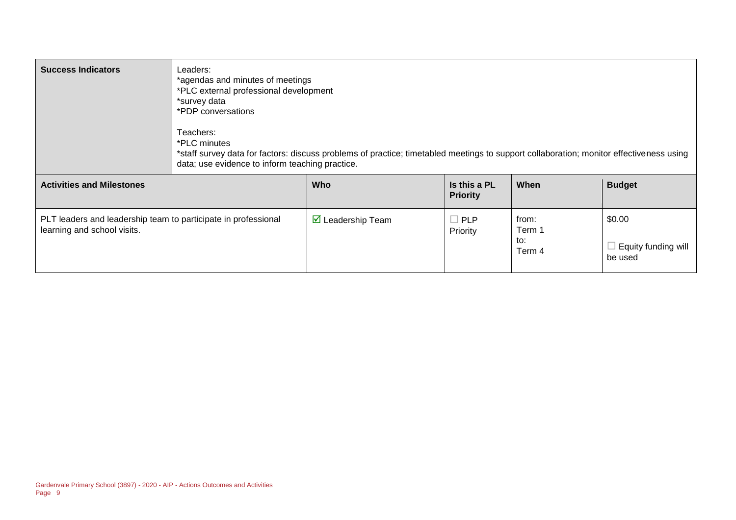| Success Indicators | Leaders:<br>*agendas and minutes of meetings<br>*PLC external professional development<br>*survey data<br>*PDP conversations<br><br>Teachers:<br>*PLC minutes<br>*staff survey data for factors: discuss problems of practice; timetabled meetings to support collaboration; monitor effectiveness using data; use evidence to inform teaching practice. | | | |
|---|---|---|---|---|
| **Activities and Milestones** | **Who** | **Is this a PL Priority** | **When** | **Budget** |
| PLT leaders and leadership team to participate in professional learning and school visits. | ☑ Leadership Team | ☐ PLP Priority | from: Term 1<br>to: Term 4 | $0.00<br><br>☐ Equity funding will be used |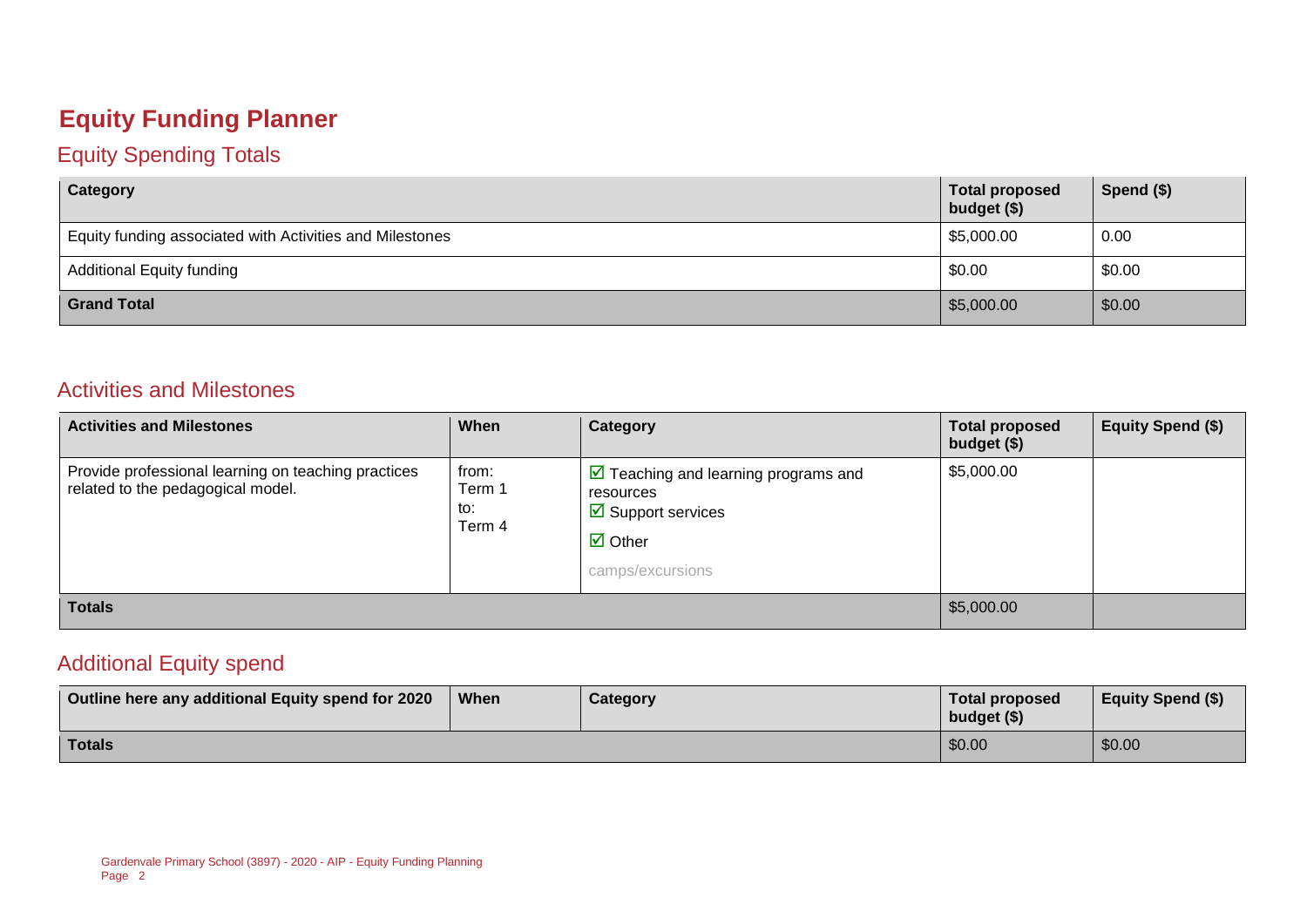# Equity Funding Planner

## Equity Spending Totals

| Category | Total proposed budget ($) | Spend ($) |
|---|---|---|
| Equity funding associated with Activities and Milestones | $5,000.00 | 0.00 |
| Additional Equity funding | $0.00 | $0.00 |
| **Grand Total** | $5,000.00 | $0.00 |

## Activities and Milestones

| Activities and Milestones | When | Category | Total proposed budget ($) | Equity Spend ($) |
|---|---|---|---|---|
| Provide professional learning on teaching practices related to the pedagogical model. | from: Term 1 to: Term 4 | ☑ Teaching and learning programs and resources<br>☑ Support services<br>☑ Other<br>camps/excursions | $5,000.00 | |
| **Totals** | | | $5,000.00 | |

## Additional Equity spend

| Outline here any additional Equity spend for 2020 | When | Category | Total proposed budget ($) | Equity Spend ($) |
|---|---|---|---|---|
| **Totals** | | | $0.00 | $0.00 |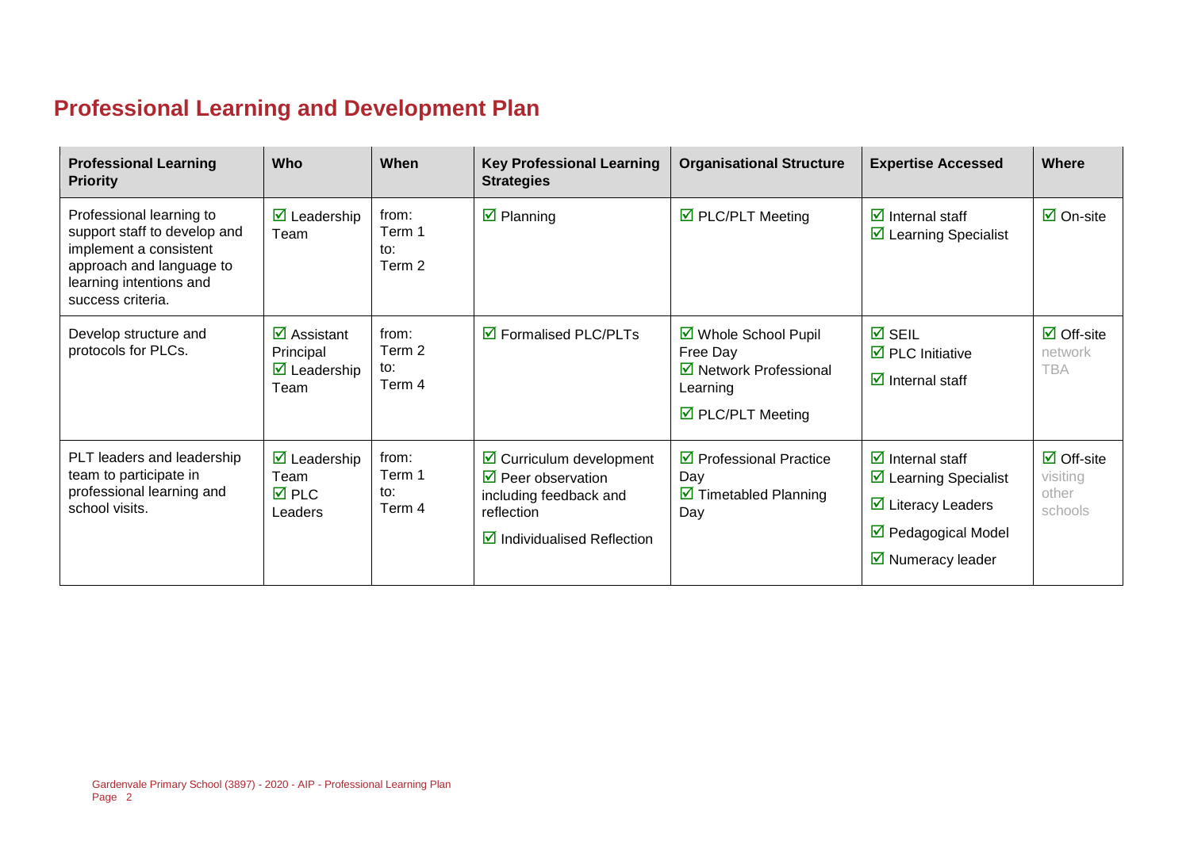## Professional Learning and Development Plan

| Professional Learning Priority | Who | When | Key Professional Learning Strategies | Organisational Structure | Expertise Accessed | Where |
|---|---|---|---|---|---|---|
| Professional learning to support staff to develop and implement a consistent approach and language to learning intentions and success criteria. | ☑ Leadership Team | from: Term 1 to: Term 2 | ☑ Planning | ☑ PLC/PLT Meeting | ☑ Internal staff ☑ Learning Specialist | ☑ On-site |
| Develop structure and protocols for PLCs. | ☑ Assistant Principal ☑ Leadership Team | from: Term 2 to: Term 4 | ☑ Formalised PLC/PLTs | ☑ Whole School Pupil Free Day ☑ Network Professional Learning ☑ PLC/PLT Meeting | ☑ SEIL ☑ PLC Initiative ☑ Internal staff | ☑ Off-site network TBA |
| PLT leaders and leadership team to participate in professional learning and school visits. | ☑ Leadership Team ☑ PLC Leaders | from: Term 1 to: Term 4 | ☑ Curriculum development ☑ Peer observation including feedback and reflection ☑ Individualised Reflection | ☑ Professional Practice Day ☑ Timetabled Planning Day | ☑ Internal staff ☑ Learning Specialist ☑ Literacy Leaders ☑ Pedagogical Model ☑ Numeracy leader | ☑ Off-site visiting other schools |